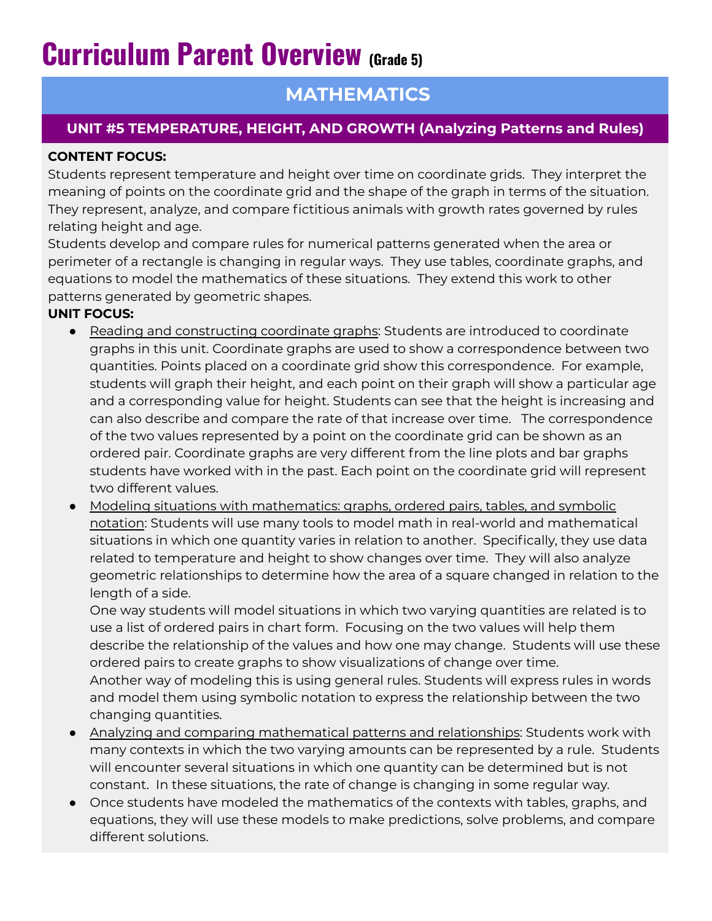# Curriculum Parent Overview (Grade 5)

## MATHEMATICS

### UNIT #5 TEMPERATURE, HEIGHT, AND GROWTH (Analyzing Patterns and Rules)

**CONTENT FOCUS:**

Students represent temperature and height over time on coordinate grids. They interpret the meaning of points on the coordinate grid and the shape of the graph in terms of the situation. They represent, analyze, and compare fictitious animals with growth rates governed by rules relating height and age.

Students develop and compare rules for numerical patterns generated when the area or perimeter of a rectangle is changing in regular ways. They use tables, coordinate graphs, and equations to model the mathematics of these situations. They extend this work to other patterns generated by geometric shapes.

**UNIT FOCUS:**

- Reading and constructing coordinate graphs: Students are introduced to coordinate graphs in this unit. Coordinate graphs are used to show a correspondence between two quantities. Points placed on a coordinate grid show this correspondence. For example, students will graph their height, and each point on their graph will show a particular age and a corresponding value for height. Students can see that the height is increasing and can also describe and compare the rate of that increase over time. The correspondence of the two values represented by a point on the coordinate grid can be shown as an ordered pair. Coordinate graphs are very different from the line plots and bar graphs students have worked with in the past. Each point on the coordinate grid will represent two different values.
- Modeling situations with mathematics: graphs, ordered pairs, tables, and symbolic notation: Students will use many tools to model math in real-world and mathematical situations in which one quantity varies in relation to another. Specifically, they use data related to temperature and height to show changes over time. They will also analyze geometric relationships to determine how the area of a square changed in relation to the length of a side.

  One way students will model situations in which two varying quantities are related is to use a list of ordered pairs in chart form. Focusing on the two values will help them describe the relationship of the values and how one may change. Students will use these ordered pairs to create graphs to show visualizations of change over time.

  Another way of modeling this is using general rules. Students will express rules in words and model them using symbolic notation to express the relationship between the two changing quantities.
- Analyzing and comparing mathematical patterns and relationships: Students work with many contexts in which the two varying amounts can be represented by a rule. Students will encounter several situations in which one quantity can be determined but is not constant. In these situations, the rate of change is changing in some regular way.
- Once students have modeled the mathematics of the contexts with tables, graphs, and equations, they will use these models to make predictions, solve problems, and compare different solutions.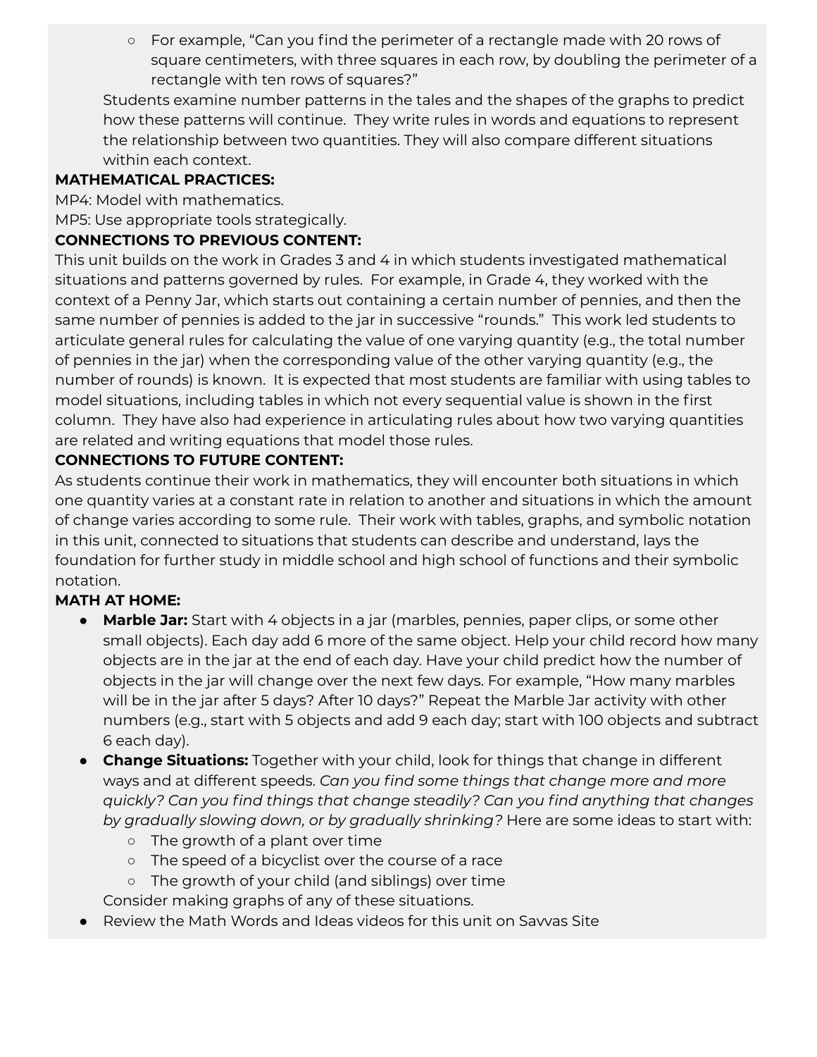- For example, “Can you find the perimeter of a rectangle made with 20 rows of square centimeters, with three squares in each row, by doubling the perimeter of a rectangle with ten rows of squares?”

  Students examine number patterns in the tales and the shapes of the graphs to predict how these patterns will continue. They write rules in words and equations to represent the relationship between two quantities. They will also compare different situations within each context.

**MATHEMATICAL PRACTICES:**

MP4: Model with mathematics.

MP5: Use appropriate tools strategically.

**CONNECTIONS TO PREVIOUS CONTENT:**

This unit builds on the work in Grades 3 and 4 in which students investigated mathematical situations and patterns governed by rules. For example, in Grade 4, they worked with the context of a Penny Jar, which starts out containing a certain number of pennies, and then the same number of pennies is added to the jar in successive “rounds.” This work led students to articulate general rules for calculating the value of one varying quantity (e.g., the total number of pennies in the jar) when the corresponding value of the other varying quantity (e.g., the number of rounds) is known. It is expected that most students are familiar with using tables to model situations, including tables in which not every sequential value is shown in the first column. They have also had experience in articulating rules about how two varying quantities are related and writing equations that model those rules.

**CONNECTIONS TO FUTURE CONTENT:**

As students continue their work in mathematics, they will encounter both situations in which one quantity varies at a constant rate in relation to another and situations in which the amount of change varies according to some rule. Their work with tables, graphs, and symbolic notation in this unit, connected to situations that students can describe and understand, lays the foundation for further study in middle school and high school of functions and their symbolic notation.

**MATH AT HOME:**

- **Marble Jar:** Start with 4 objects in a jar (marbles, pennies, paper clips, or some other small objects). Each day add 6 more of the same object. Help your child record how many objects are in the jar at the end of each day. Have your child predict how the number of objects in the jar will change over the next few days. For example, “How many marbles will be in the jar after 5 days? After 10 days?” Repeat the Marble Jar activity with other numbers (e.g., start with 5 objects and add 9 each day; start with 100 objects and subtract 6 each day).
- **Change Situations:** Together with your child, look for things that change in different ways and at different speeds. *Can you find some things that change more and more quickly? Can you find things that change steadily? Can you find anything that changes by gradually slowing down, or by gradually shrinking?* Here are some ideas to start with:
    - The growth of a plant over time
    - The speed of a bicyclist over the course of a race
    - The growth of your child (and siblings) over time

  Consider making graphs of any of these situations.
- Review the Math Words and Ideas videos for this unit on Savvas Site